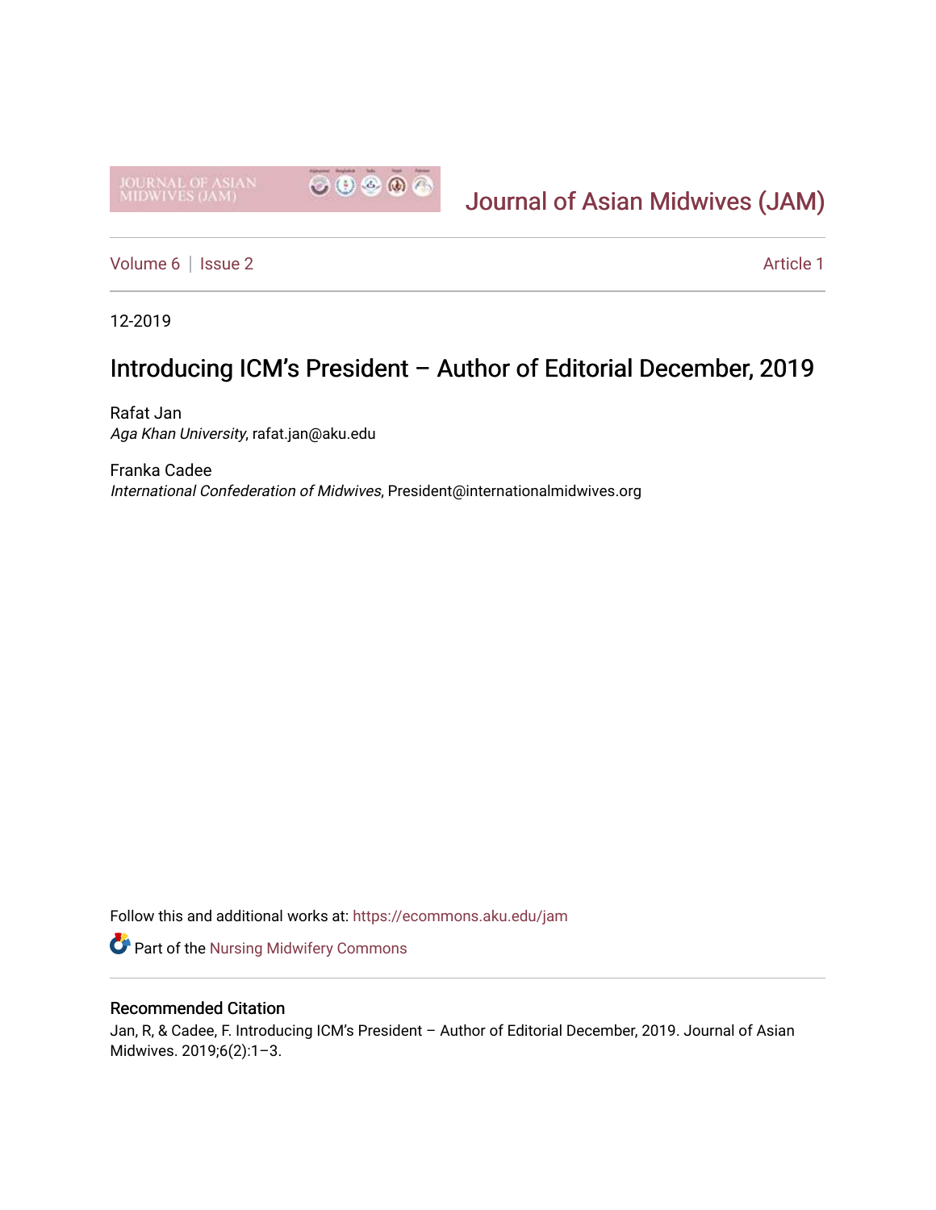Journal of Asian Midwives (JAM)

Volume 6 | Issue 2 — Article 1

12-2019

# Introducing ICM's President – Author of Editorial December, 2019

Rafat Jan
*Aga Khan University*, rafat.jan@aku.edu

Franka Cadee
*International Confederation of Midwives*, President@internationalmidwives.org

Follow this and additional works at: https://ecommons.aku.edu/jam

Part of the Nursing Midwifery Commons

## Recommended Citation

Jan, R, & Cadee, F. Introducing ICM's President – Author of Editorial December, 2019. Journal of Asian Midwives. 2019;6(2):1–3.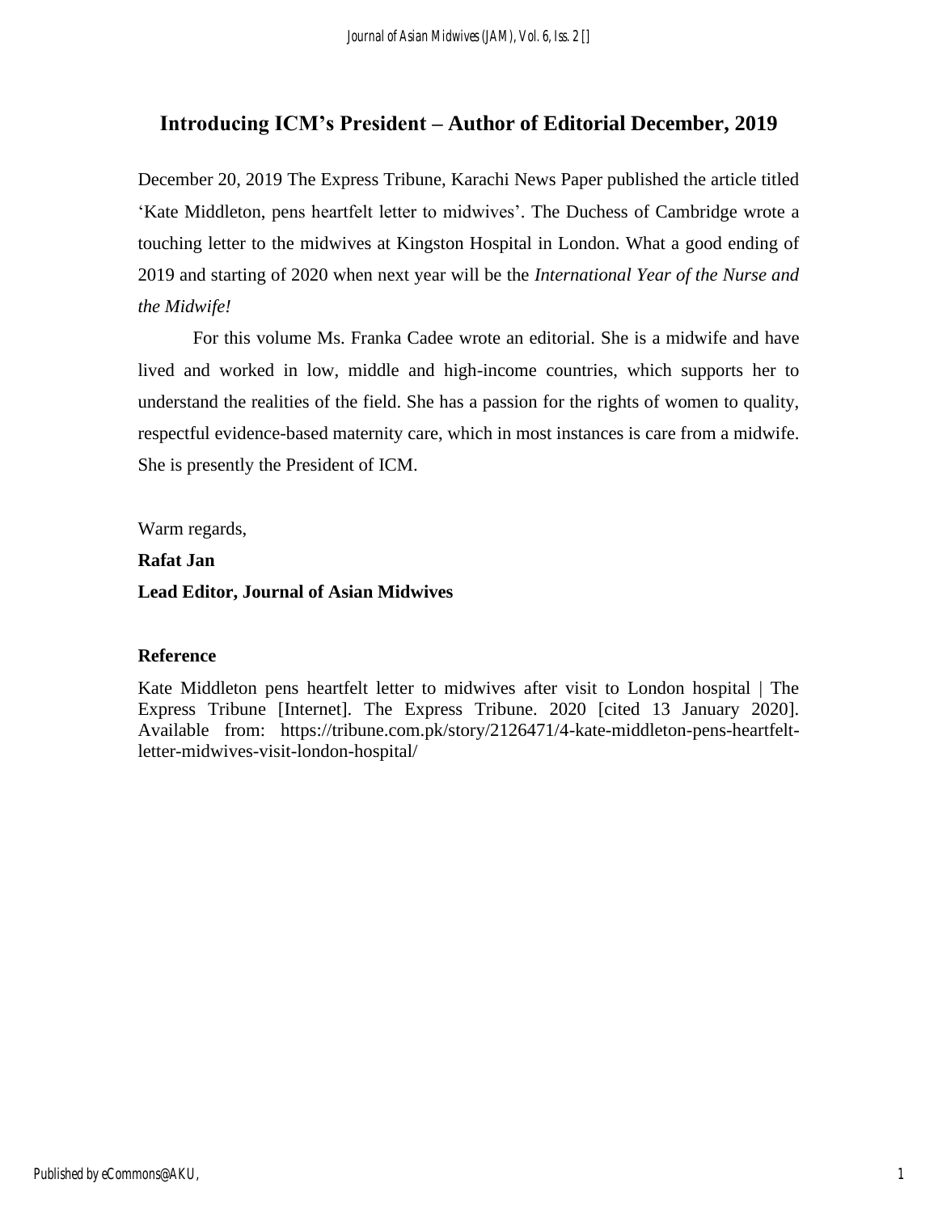## Introducing ICM's President – Author of Editorial December, 2019

December 20, 2019 The Express Tribune, Karachi News Paper published the article titled 'Kate Middleton, pens heartfelt letter to midwives'. The Duchess of Cambridge wrote a touching letter to the midwives at Kingston Hospital in London. What a good ending of 2019 and starting of 2020 when next year will be the *International Year of the Nurse and the Midwife!*

For this volume Ms. Franka Cadee wrote an editorial. She is a midwife and have lived and worked in low, middle and high-income countries, which supports her to understand the realities of the field. She has a passion for the rights of women to quality, respectful evidence-based maternity care, which in most instances is care from a midwife. She is presently the President of ICM.

Warm regards,

**Rafat Jan**

**Lead Editor, Journal of Asian Midwives**

### Reference

Kate Middleton pens heartfelt letter to midwives after visit to London hospital | The Express Tribune [Internet]. The Express Tribune. 2020 [cited 13 January 2020]. Available from: https://tribune.com.pk/story/2126471/4-kate-middleton-pens-heartfelt-letter-midwives-visit-london-hospital/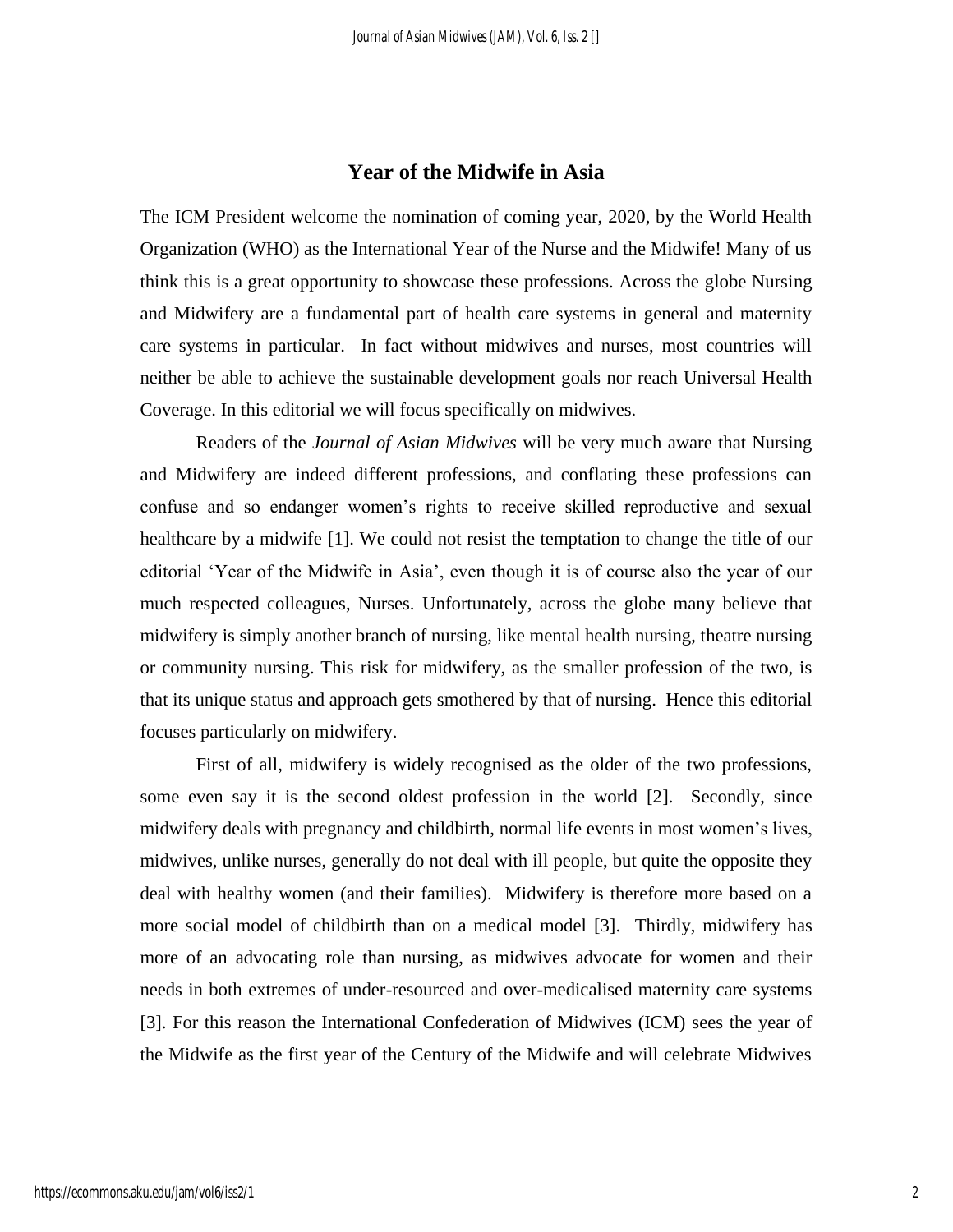## Year of the Midwife in Asia

The ICM President welcome the nomination of coming year, 2020, by the World Health Organization (WHO) as the International Year of the Nurse and the Midwife! Many of us think this is a great opportunity to showcase these professions. Across the globe Nursing and Midwifery are a fundamental part of health care systems in general and maternity care systems in particular. In fact without midwives and nurses, most countries will neither be able to achieve the sustainable development goals nor reach Universal Health Coverage. In this editorial we will focus specifically on midwives.

Readers of the *Journal of Asian Midwives* will be very much aware that Nursing and Midwifery are indeed different professions, and conflating these professions can confuse and so endanger women's rights to receive skilled reproductive and sexual healthcare by a midwife [1]. We could not resist the temptation to change the title of our editorial 'Year of the Midwife in Asia', even though it is of course also the year of our much respected colleagues, Nurses. Unfortunately, across the globe many believe that midwifery is simply another branch of nursing, like mental health nursing, theatre nursing or community nursing. This risk for midwifery, as the smaller profession of the two, is that its unique status and approach gets smothered by that of nursing. Hence this editorial focuses particularly on midwifery.

First of all, midwifery is widely recognised as the older of the two professions, some even say it is the second oldest profession in the world [2]. Secondly, since midwifery deals with pregnancy and childbirth, normal life events in most women's lives, midwives, unlike nurses, generally do not deal with ill people, but quite the opposite they deal with healthy women (and their families). Midwifery is therefore more based on a more social model of childbirth than on a medical model [3]. Thirdly, midwifery has more of an advocating role than nursing, as midwives advocate for women and their needs in both extremes of under-resourced and over-medicalised maternity care systems [3]. For this reason the International Confederation of Midwives (ICM) sees the year of the Midwife as the first year of the Century of the Midwife and will celebrate Midwives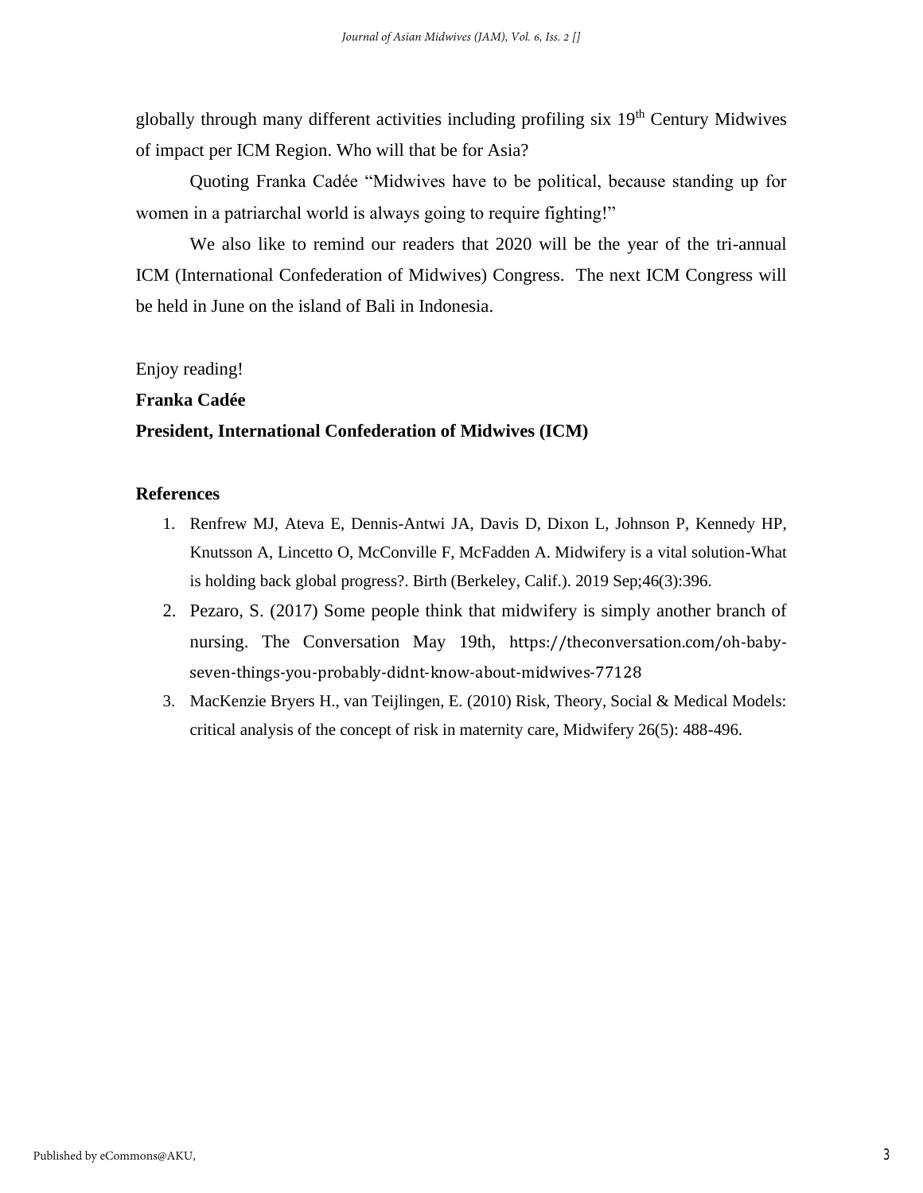globally through many different activities including profiling six 19th Century Midwives of impact per ICM Region. Who will that be for Asia?

Quoting Franka Cadée "Midwives have to be political, because standing up for women in a patriarchal world is always going to require fighting!"

We also like to remind our readers that 2020 will be the year of the tri-annual ICM (International Confederation of Midwives) Congress. The next ICM Congress will be held in June on the island of Bali in Indonesia.

Enjoy reading!

**Franka Cadée**

**President, International Confederation of Midwives (ICM)**

## References

1. Renfrew MJ, Ateva E, Dennis-Antwi JA, Davis D, Dixon L, Johnson P, Kennedy HP, Knutsson A, Lincetto O, McConville F, McFadden A. Midwifery is a vital solution-What is holding back global progress?. Birth (Berkeley, Calif.). 2019 Sep;46(3):396.
2. Pezaro, S. (2017) Some people think that midwifery is simply another branch of nursing. The Conversation May 19th, https://theconversation.com/oh-baby-seven-things-you-probably-didnt-know-about-midwives-77128
3. MacKenzie Bryers H., van Teijlingen, E. (2010) Risk, Theory, Social & Medical Models: critical analysis of the concept of risk in maternity care, Midwifery 26(5): 488-496.